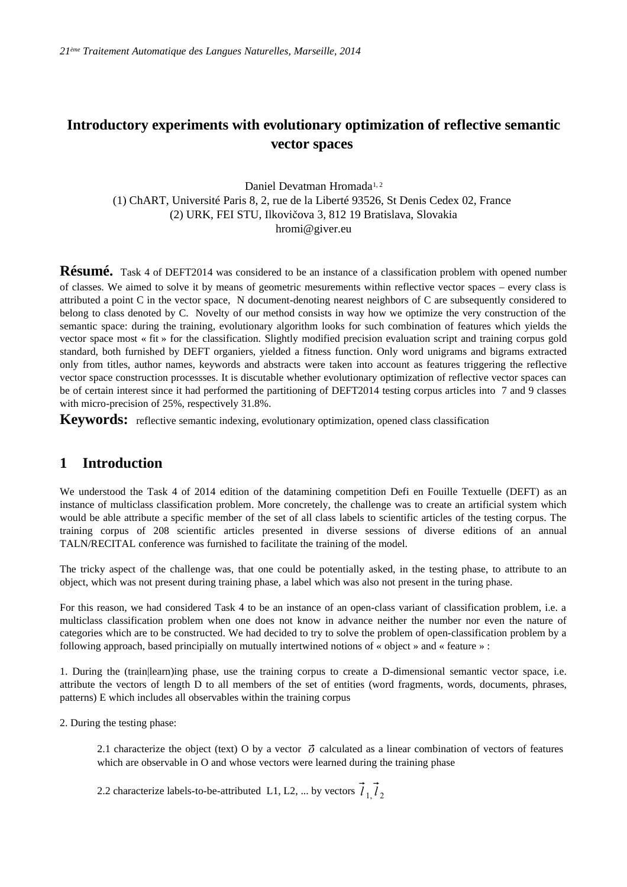# Introductory experiments with evolutionary optimization of reflective semantic vector spaces

Daniel Devatman Hromada[1, 2]
(1) ChART, Université Paris 8, 2, rue de la Liberté 93526, St Denis Cedex 02, France
(2) URK, FEI STU, Ilkovičova 3, 812 19 Bratislava, Slovakia
hromi@giver.eu

**Résumé.** Task 4 of DEFT2014 was considered to be an instance of a classification problem with opened number of classes. We aimed to solve it by means of geometric mesurements within reflective vector spaces – every class is attributed a point C in the vector space, N document-denoting nearest neighbors of C are subsequently considered to belong to class denoted by C. Novelty of our method consists in way how we optimize the very construction of the semantic space: during the training, evolutionary algorithm looks for such combination of features which yields the vector space most « fit » for the classification. Slightly modified precision evaluation script and training corpus gold standard, both furnished by DEFT organiers, yielded a fitness function. Only word unigrams and bigrams extracted only from titles, author names, keywords and abstracts were taken into account as features triggering the reflective vector space construction processses. It is discutable whether evolutionary optimization of reflective vector spaces can be of certain interest since it had performed the partitioning of DEFT2014 testing corpus articles into 7 and 9 classes with micro-precision of 25%, respectively 31.8%.

**Keywords:** reflective semantic indexing, evolutionary optimization, opened class classification

## 1 Introduction

We understood the Task 4 of 2014 edition of the datamining competition Defi en Fouille Textuelle (DEFT) as an instance of multiclass classification problem. More concretely, the challenge was to create an artificial system which would be able attribute a specific member of the set of all class labels to scientific articles of the testing corpus. The training corpus of 208 scientific articles presented in diverse sessions of diverse editions of an annual TALN/RECITAL conference was furnished to facilitate the training of the model.

The tricky aspect of the challenge was, that one could be potentially asked, in the testing phase, to attribute to an object, which was not present during training phase, a label which was also not present in the turing phase.

For this reason, we had considered Task 4 to be an instance of an open-class variant of classification problem, i.e. a multiclass classification problem when one does not know in advance neither the number nor even the nature of categories which are to be constructed. We had decided to try to solve the problem of open-classification problem by a following approach, based principially on mutually intertwined notions of « object » and « feature » :

1. During the (train|learn)ing phase, use the training corpus to create a D-dimensional semantic vector space, i.e. attribute the vectors of length D to all members of the set of entities (word fragments, words, documents, phrases, patterns) E which includes all observables within the training corpus

2. During the testing phase:

> 2.1 characterize the object (text) O by a vector $\vec{o}$ calculated as a linear combination of vectors of features which are observable in O and whose vectors were learned during the training phase
>
> 2.2 characterize labels-to-be-attributed L1, L2, ... by vectors $\vec{l}_1, \vec{l}_2$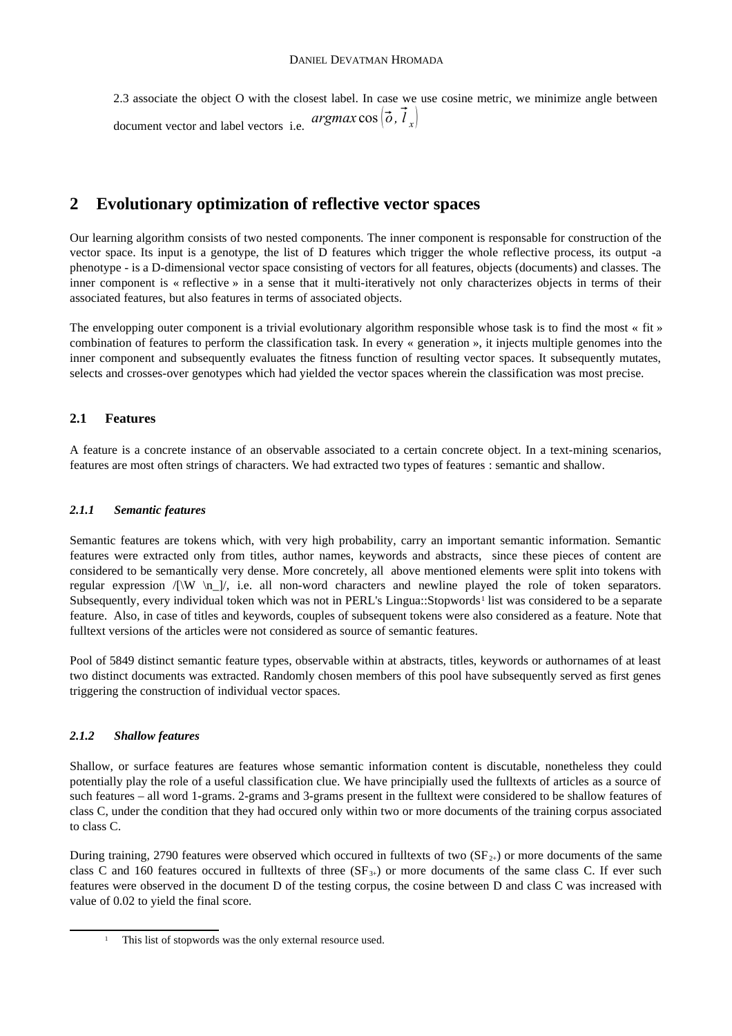2.3 associate the object O with the closest label. In case we use cosine metric, we minimize angle between document vector and label vectors i.e. $argmax \cos(\vec{o}, \vec{l}_x)$

## 2 Evolutionary optimization of reflective vector spaces

Our learning algorithm consists of two nested components. The inner component is responsable for construction of the vector space. Its input is a genotype, the list of D features which trigger the whole reflective process, its output -a phenotype - is a D-dimensional vector space consisting of vectors for all features, objects (documents) and classes. The inner component is « reflective » in a sense that it multi-iteratively not only characterizes objects in terms of their associated features, but also features in terms of associated objects.

The envelopping outer component is a trivial evolutionary algorithm responsible whose task is to find the most « fit » combination of features to perform the classification task. In every « generation », it injects multiple genomes into the inner component and subsequently evaluates the fitness function of resulting vector spaces. It subsequently mutates, selects and crosses-over genotypes which had yielded the vector spaces wherein the classification was most precise.

### 2.1 Features

A feature is a concrete instance of an observable associated to a certain concrete object. In a text-mining scenarios, features are most often strings of characters. We had extracted two types of features : semantic and shallow.

#### *2.1.1 Semantic features*

Semantic features are tokens which, with very high probability, carry an important semantic information. Semantic features were extracted only from titles, author names, keywords and abstracts, since these pieces of content are considered to be semantically very dense. More concretely, all above mentioned elements were split into tokens with regular expression /[\W \n_]/, i.e. all non-word characters and newline played the role of token separators. Subsequently, every individual token which was not in PERL's Lingua::Stopwords[1] list was considered to be a separate feature. Also, in case of titles and keywords, couples of subsequent tokens were also considered as a feature. Note that fulltext versions of the articles were not considered as source of semantic features.

Pool of 5849 distinct semantic feature types, observable within at abstracts, titles, keywords or authornames of at least two distinct documents was extracted. Randomly chosen members of this pool have subsequently served as first genes triggering the construction of individual vector spaces.

#### *2.1.2 Shallow features*

Shallow, or surface features are features whose semantic information content is discutable, nonetheless they could potentially play the role of a useful classification clue. We have principially used the fulltexts of articles as a source of such features – all word 1-grams. 2-grams and 3-grams present in the fulltext were considered to be shallow features of class C, under the condition that they had occured only within two or more documents of the training corpus associated to class C.

During training, 2790 features were observed which occured in fulltexts of two ($SF_{2+}$) or more documents of the same class C and 160 features occured in fulltexts of three ($SF_{3+}$) or more documents of the same class C. If ever such features were observed in the document D of the testing corpus, the cosine between D and class C was increased with value of 0.02 to yield the final score.

[1] This list of stopwords was the only external resource used.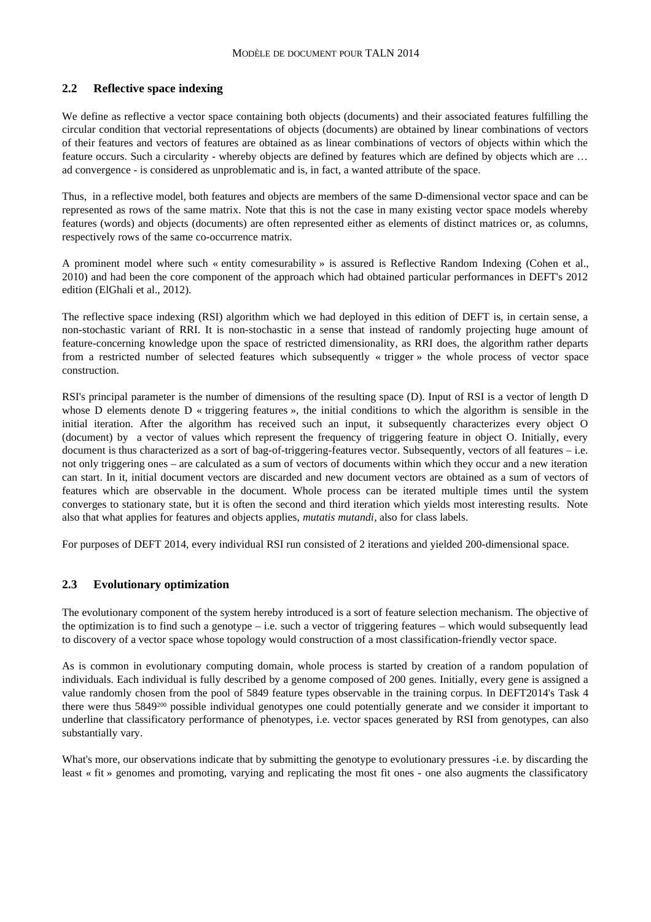## 2.2 Reflective space indexing

We define as reflective a vector space containing both objects (documents) and their associated features fulfilling the circular condition that vectorial representations of objects (documents) are obtained by linear combinations of vectors of their features and vectors of features are obtained as as linear combinations of vectors of objects within which the feature occurs. Such a circularity - whereby objects are defined by features which are defined by objects which are … ad convergence - is considered as unproblematic and is, in fact, a wanted attribute of the space.

Thus, in a reflective model, both features and objects are members of the same D-dimensional vector space and can be represented as rows of the same matrix. Note that this is not the case in many existing vector space models whereby features (words) and objects (documents) are often represented either as elements of distinct matrices or, as columns, respectively rows of the same co-occurrence matrix.

A prominent model where such « entity comesurability » is assured is Reflective Random Indexing (Cohen et al., 2010) and had been the core component of the approach which had obtained particular performances in DEFT's 2012 edition (ElGhali et al., 2012).

The reflective space indexing (RSI) algorithm which we had deployed in this edition of DEFT is, in certain sense, a non-stochastic variant of RRI. It is non-stochastic in a sense that instead of randomly projecting huge amount of feature-concerning knowledge upon the space of restricted dimensionality, as RRI does, the algorithm rather departs from a restricted number of selected features which subsequently « trigger » the whole process of vector space construction.

RSI's principal parameter is the number of dimensions of the resulting space (D). Input of RSI is a vector of length D whose D elements denote D « triggering features », the initial conditions to which the algorithm is sensible in the initial iteration. After the algorithm has received such an input, it subsequently characterizes every object O (document) by a vector of values which represent the frequency of triggering feature in object O. Initially, every document is thus characterized as a sort of bag-of-triggering-features vector. Subsequently, vectors of all features – i.e. not only triggering ones – are calculated as a sum of vectors of documents within which they occur and a new iteration can start. In it, initial document vectors are discarded and new document vectors are obtained as a sum of vectors of features which are observable in the document. Whole process can be iterated multiple times until the system converges to stationary state, but it is often the second and third iteration which yields most interesting results. Note also that what applies for features and objects applies, *mutatis mutandi*, also for class labels.

For purposes of DEFT 2014, every individual RSI run consisted of 2 iterations and yielded 200-dimensional space.

## 2.3 Evolutionary optimization

The evolutionary component of the system hereby introduced is a sort of feature selection mechanism. The objective of the optimization is to find such a genotype – i.e. such a vector of triggering features – which would subsequently lead to discovery of a vector space whose topology would construction of a most classification-friendly vector space.

As is common in evolutionary computing domain, whole process is started by creation of a random population of individuals. Each individual is fully described by a genome composed of 200 genes. Initially, every gene is assigned a value randomly chosen from the pool of 5849 feature types observable in the training corpus. In DEFT2014's Task 4 there were thus $5849^{200}$ possible individual genotypes one could potentially generate and we consider it important to underline that classificatory performance of phenotypes, i.e. vector spaces generated by RSI from genotypes, can also substantially vary.

What's more, our observations indicate that by submitting the genotype to evolutionary pressures -i.e. by discarding the least « fit » genomes and promoting, varying and replicating the most fit ones - one also augments the classificatory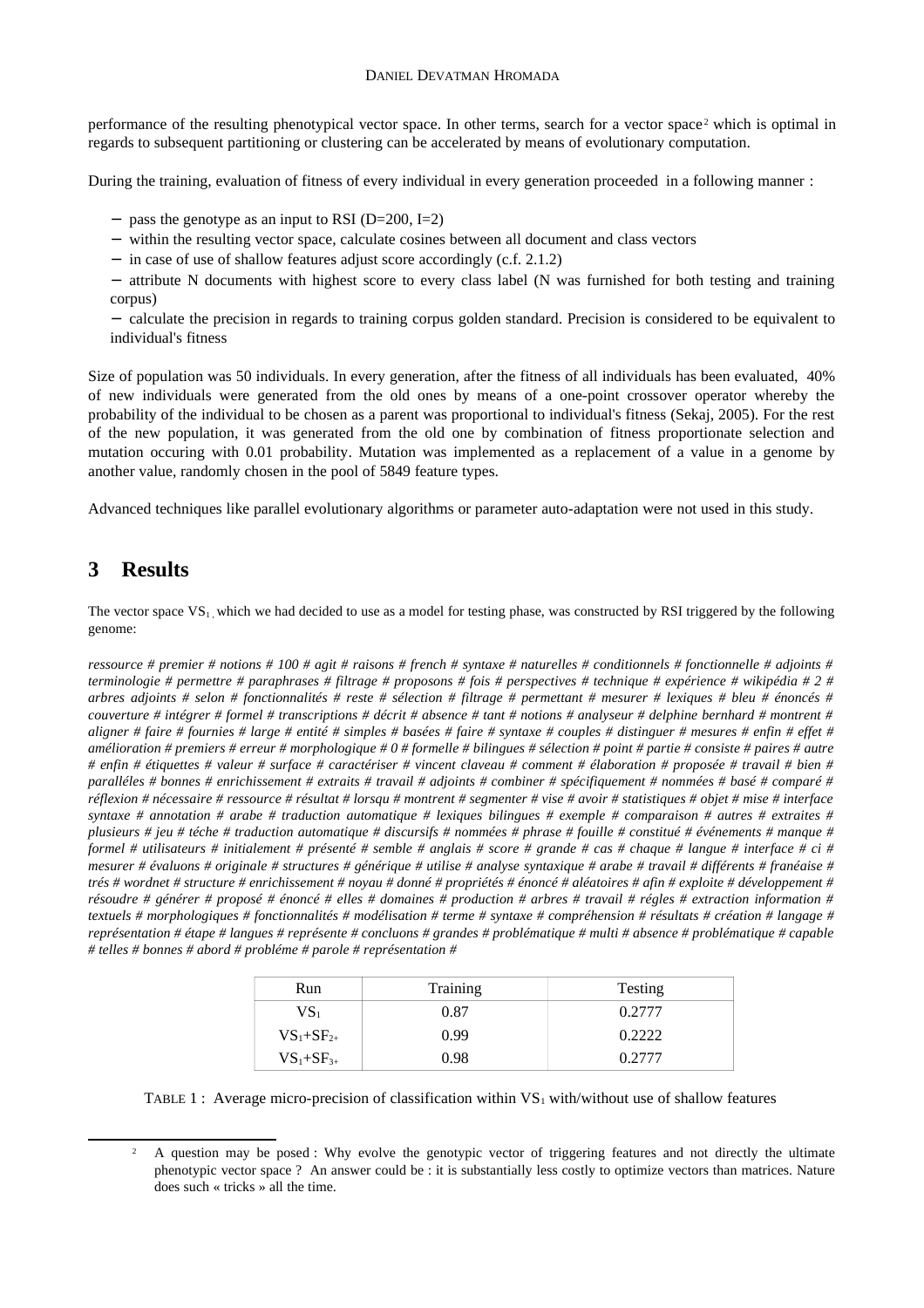performance of the resulting phenotypical vector space. In other terms, search for a vector space[2] which is optimal in regards to subsequent partitioning or clustering can be accelerated by means of evolutionary computation.

During the training, evaluation of fitness of every individual in every generation proceeded in a following manner :

- pass the genotype as an input to RSI (D=200, I=2)
- within the resulting vector space, calculate cosines between all document and class vectors
- in case of use of shallow features adjust score accordingly (c.f. 2.1.2)
- attribute N documents with highest score to every class label (N was furnished for both testing and training corpus)
- calculate the precision in regards to training corpus golden standard. Precision is considered to be equivalent to individual's fitness

Size of population was 50 individuals. In every generation, after the fitness of all individuals has been evaluated, 40% of new individuals were generated from the old ones by means of a one-point crossover operator whereby the probability of the individual to be chosen as a parent was proportional to individual's fitness (Sekaj, 2005). For the rest of the new population, it was generated from the old one by combination of fitness proportionate selection and mutation occuring with 0.01 probability. Mutation was implemented as a replacement of a value in a genome by another value, randomly chosen in the pool of 5849 feature types.

Advanced techniques like parallel evolutionary algorithms or parameter auto-adaptation were not used in this study.

# 3 Results

The vector space $VS_1$, which we had decided to use as a model for testing phase, was constructed by RSI triggered by the following genome:

*ressource # premier # notions # 100 # agit # raisons # french # syntaxe # naturelles # conditionnels # fonctionnelle # adjoints # terminologie # permettre # paraphrases # filtrage # proposons # fois # perspectives # technique # expérience # wikipédia # 2 # arbres adjoints # selon # fonctionnalités # reste # sélection # filtrage # permettant # mesurer # lexiques # bleu # énoncés # couverture # intégrer # formel # transcriptions # décrit # absence # tant # notions # analyseur # delphine bernhard # montrent # aligner # faire # fournies # large # entité # simples # basées # faire # syntaxe # couples # distinguer # mesures # enfin # effet # amélioration # premiers # erreur # morphologique # 0 # formelle # bilingues # sélection # point # partie # consiste # paires # autre # enfin # étiquettes # valeur # surface # caractériser # vincent claveau # comment # élaboration # proposée # travail # bien # paralléles # bonnes # enrichissement # extraits # travail # adjoints # combiner # spécifiquement # nommées # basé # comparé # réflexion # nécessaire # ressource # résultat # lorsqu # montrent # segmenter # vise # avoir # statistiques # objet # mise # interface syntaxe # annotation # arabe # traduction automatique # lexiques bilingues # exemple # comparaison # autres # extraites # plusieurs # jeu # téche # traduction automatique # discursifs # nommées # phrase # fouille # constitué # événements # manque # formel # utilisateurs # initialement # présenté # semble # anglais # score # grande # cas # chaque # langue # interface # ci # mesurer # évaluons # originale # structures # générique # utilise # analyse syntaxique # arabe # travail # différents # franéaise # trés # wordnet # structure # enrichissement # noyau # donné # propriétés # énoncé # aléatoires # afin # exploite # développement # résoudre # générer # proposé # énoncé # elles # domaines # production # arbres # travail # régles # extraction information # textuels # morphologiques # fonctionnalités # modélisation # terme # syntaxe # compréhension # résultats # création # langage # représentation # étape # langues # représente # concluons # grandes # problématique # multi # absence # problématique # capable # telles # bonnes # abord # probléme # parole # représentation #*

| Run | Training | Testing |
|---|---|---|
| $VS_1$ | 0.87 | 0.2777 |
| $VS_1+SF_{2+}$ | 0.99 | 0.2222 |
| $VS_1+SF_{3+}$ | 0.98 | 0.2777 |

TABLE 1 : Average micro-precision of classification within $VS_1$ with/without use of shallow features

[2] A question may be posed : Why evolve the genotypic vector of triggering features and not directly the ultimate phenotypic vector space ? An answer could be : it is substantially less costly to optimize vectors than matrices. Nature does such « tricks » all the time.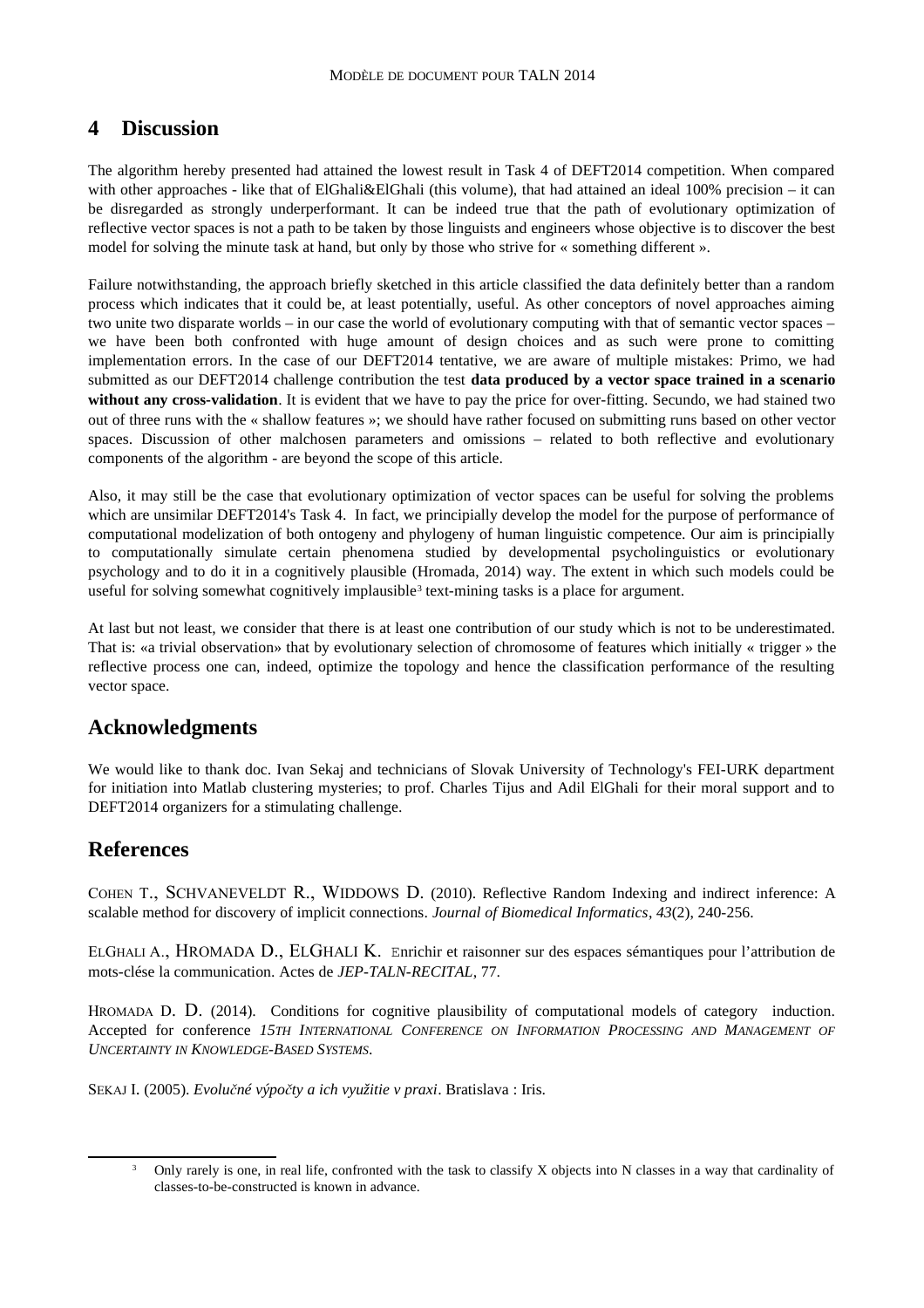## 4 Discussion

The algorithm hereby presented had attained the lowest result in Task 4 of DEFT2014 competition. When compared with other approaches - like that of ElGhali&ElGhali (this volume), that had attained an ideal 100% precision – it can be disregarded as strongly underperformant. It can be indeed true that the path of evolutionary optimization of reflective vector spaces is not a path to be taken by those linguists and engineers whose objective is to discover the best model for solving the minute task at hand, but only by those who strive for « something different ».

Failure notwithstanding, the approach briefly sketched in this article classified the data definitely better than a random process which indicates that it could be, at least potentially, useful. As other conceptors of novel approaches aiming two unite two disparate worlds – in our case the world of evolutionary computing with that of semantic vector spaces – we have been both confronted with huge amount of design choices and as such were prone to comitting implementation errors. In the case of our DEFT2014 tentative, we are aware of multiple mistakes: Primo, we had submitted as our DEFT2014 challenge contribution the test **data produced by a vector space trained in a scenario without any cross-validation**. It is evident that we have to pay the price for over-fitting. Secundo, we had stained two out of three runs with the « shallow features »; we should have rather focused on submitting runs based on other vector spaces. Discussion of other malchosen parameters and omissions – related to both reflective and evolutionary components of the algorithm - are beyond the scope of this article.

Also, it may still be the case that evolutionary optimization of vector spaces can be useful for solving the problems which are unsimilar DEFT2014's Task 4. In fact, we principially develop the model for the purpose of performance of computational modelization of both ontogeny and phylogeny of human linguistic competence. Our aim is principially to computationally simulate certain phenomena studied by developmental psycholinguistics or evolutionary psychology and to do it in a cognitively plausible (Hromada, 2014) way. The extent in which such models could be useful for solving somewhat cognitively implausible[3] text-mining tasks is a place for argument.

At last but not least, we consider that there is at least one contribution of our study which is not to be underestimated. That is: «a trivial observation» that by evolutionary selection of chromosome of features which initially « trigger » the reflective process one can, indeed, optimize the topology and hence the classification performance of the resulting vector space.

## Acknowledgments

We would like to thank doc. Ivan Sekaj and technicians of Slovak University of Technology's FEI-URK department for initiation into Matlab clustering mysteries; to prof. Charles Tijus and Adil ElGhali for their moral support and to DEFT2014 organizers for a stimulating challenge.

## References

COHEN T., SCHVANEVELDT R., WIDDOWS D. (2010). Reflective Random Indexing and indirect inference: A scalable method for discovery of implicit connections. *Journal of Biomedical Informatics*, *43*(2), 240-256.

ELGHALI A., HROMADA D., ELGHALI K. Enrichir et raisonner sur des espaces sémantiques pour l'attribution de mots-clése la communication. Actes de *JEP-TALN-RECITAL*, 77.

HROMADA D. D. (2014). Conditions for cognitive plausibility of computational models of category induction. Accepted for conference *15TH INTERNATIONAL CONFERENCE ON INFORMATION PROCESSING AND MANAGEMENT OF UNCERTAINTY IN KNOWLEDGE-BASED SYSTEMS*.

SEKAJ I. (2005). *Evolučné výpočty a ich využitie v praxi*. Bratislava : Iris.

[3] Only rarely is one, in real life, confronted with the task to classify X objects into N classes in a way that cardinality of classes-to-be-constructed is known in advance.